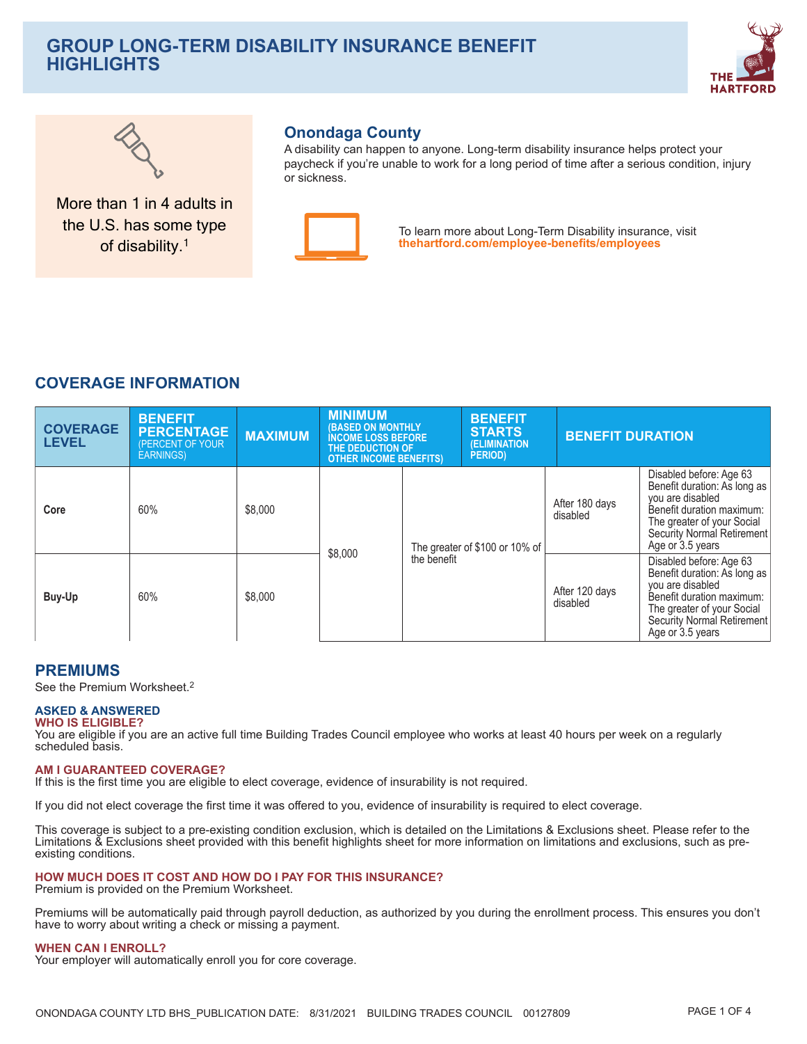# GROUP LONG-TERM DISABILITY INSURANCE BENEFIT HIGHLIGHTS

More than 1 in 4 adults in the U.S. has some type of disability.[1]

## Onondaga County

A disability can happen to anyone. Long-term disability insurance helps protect your paycheck if you're unable to work for a long period of time after a serious condition, injury or sickness.

To learn more about Long-Term Disability insurance, visit **thehartford.com/employee-benefits/employees**

## COVERAGE INFORMATION

| COVERAGE LEVEL | BENEFIT PERCENTAGE (PERCENT OF YOUR EARNINGS) | MAXIMUM | MINIMUM (BASED ON MONTHLY INCOME LOSS BEFORE THE DEDUCTION OF OTHER INCOME BENEFITS) | | BENEFIT STARTS (ELIMINATION PERIOD) | BENEFIT DURATION |
|---|---|---|---|---|---|---|
| **Core** | 60% | $8,000 | $8,000 | The greater of $100 or 10% of the benefit | After 180 days disabled | Disabled before: Age 63 Benefit duration: As long as you are disabled Benefit duration maximum: The greater of your Social Security Normal Retirement Age or 3.5 years |
| **Buy-Up** | 60% | $8,000 | $8,000 | The greater of $100 or 10% of the benefit | After 120 days disabled | Disabled before: Age 63 Benefit duration: As long as you are disabled Benefit duration maximum: The greater of your Social Security Normal Retirement Age or 3.5 years |

## PREMIUMS

See the Premium Worksheet.[2]

### ASKED & ANSWERED

#### WHO IS ELIGIBLE?

You are eligible if you are an active full time Building Trades Council employee who works at least 40 hours per week on a regularly scheduled basis.

#### AM I GUARANTEED COVERAGE?

If this is the first time you are eligible to elect coverage, evidence of insurability is not required.

If you did not elect coverage the first time it was offered to you, evidence of insurability is required to elect coverage.

This coverage is subject to a pre-existing condition exclusion, which is detailed on the Limitations & Exclusions sheet. Please refer to the Limitations & Exclusions sheet provided with this benefit highlights sheet for more information on limitations and exclusions, such as pre-existing conditions.

#### HOW MUCH DOES IT COST AND HOW DO I PAY FOR THIS INSURANCE?

Premium is provided on the Premium Worksheet.

Premiums will be automatically paid through payroll deduction, as authorized by you during the enrollment process. This ensures you don't have to worry about writing a check or missing a payment.

#### WHEN CAN I ENROLL?

Your employer will automatically enroll you for core coverage.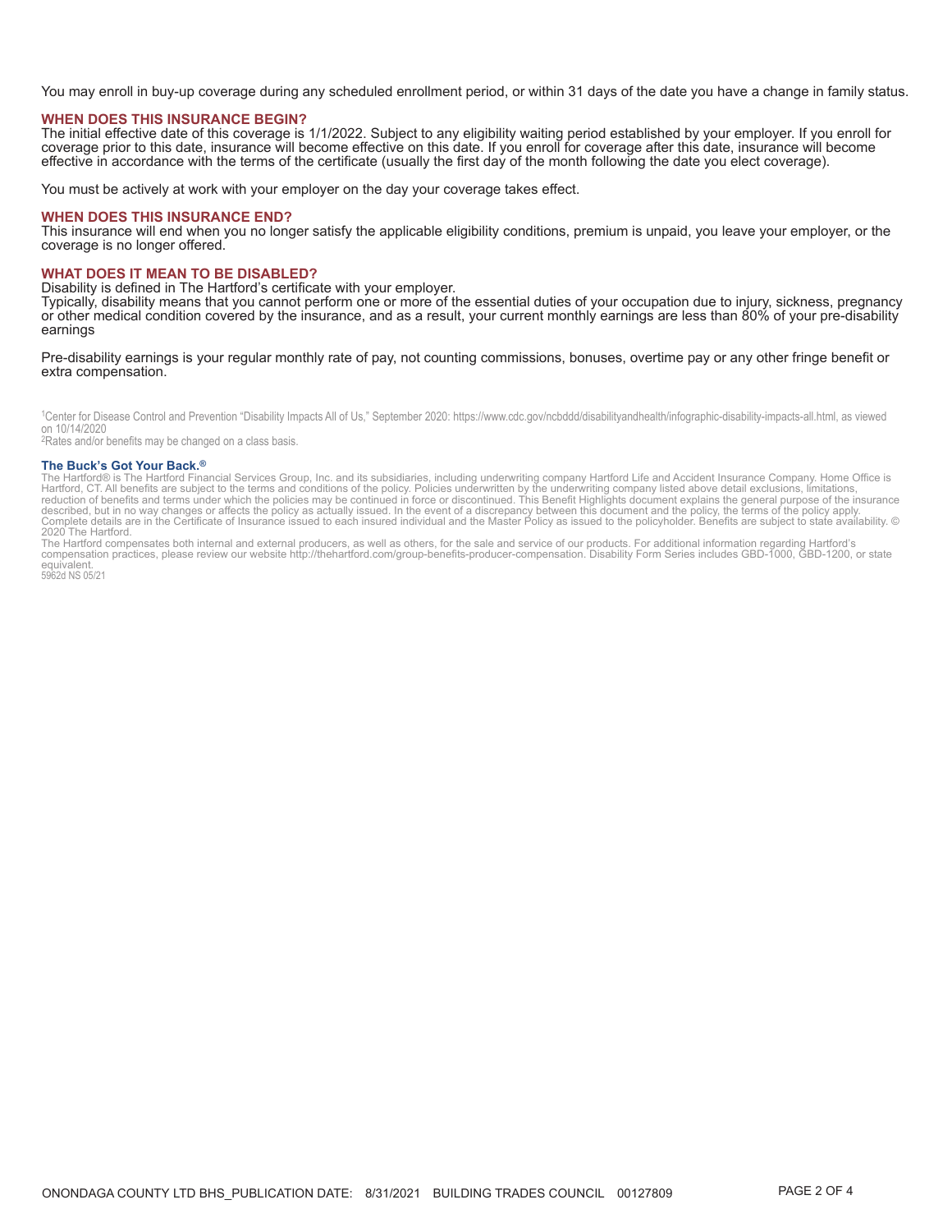You may enroll in buy-up coverage during any scheduled enrollment period, or within 31 days of the date you have a change in family status.

## WHEN DOES THIS INSURANCE BEGIN?

The initial effective date of this coverage is 1/1/2022. Subject to any eligibility waiting period established by your employer. If you enroll for coverage prior to this date, insurance will become effective on this date. If you enroll for coverage after this date, insurance will become effective in accordance with the terms of the certificate (usually the first day of the month following the date you elect coverage).

You must be actively at work with your employer on the day your coverage takes effect.

## WHEN DOES THIS INSURANCE END?

This insurance will end when you no longer satisfy the applicable eligibility conditions, premium is unpaid, you leave your employer, or the coverage is no longer offered.

## WHAT DOES IT MEAN TO BE DISABLED?

Disability is defined in The Hartford's certificate with your employer.
Typically, disability means that you cannot perform one or more of the essential duties of your occupation due to injury, sickness, pregnancy or other medical condition covered by the insurance, and as a result, your current monthly earnings are less than 80% of your pre-disability earnings

Pre-disability earnings is your regular monthly rate of pay, not counting commissions, bonuses, overtime pay or any other fringe benefit or extra compensation.

[1]Center for Disease Control and Prevention "Disability Impacts All of Us," September 2020: https://www.cdc.gov/ncbddd/disabilityandhealth/infographic-disability-impacts-all.html, as viewed on 10/14/2020
[2]Rates and/or benefits may be changed on a class basis.

**The Buck's Got Your Back.®**
The Hartford® is The Hartford Financial Services Group, Inc. and its subsidiaries, including underwriting company Hartford Life and Accident Insurance Company. Home Office is Hartford, CT. All benefits are subject to the terms and conditions of the policy. Policies underwritten by the underwriting company listed above detail exclusions, limitations, reduction of benefits and terms under which the policies may be continued in force or discontinued. This Benefit Highlights document explains the general purpose of the insurance described, but in no way changes or affects the policy as actually issued. In the event of a discrepancy between this document and the policy, the terms of the policy apply. Complete details are in the Certificate of Insurance issued to each insured individual and the Master Policy as issued to the policyholder. Benefits are subject to state availability. © 2020 The Hartford.
The Hartford compensates both internal and external producers, as well as others, for the sale and service of our products. For additional information regarding Hartford's compensation practices, please review our website http://thehartford.com/group-benefits-producer-compensation. Disability Form Series includes GBD-1000, GBD-1200, or state equivalent.
5962d NS 05/21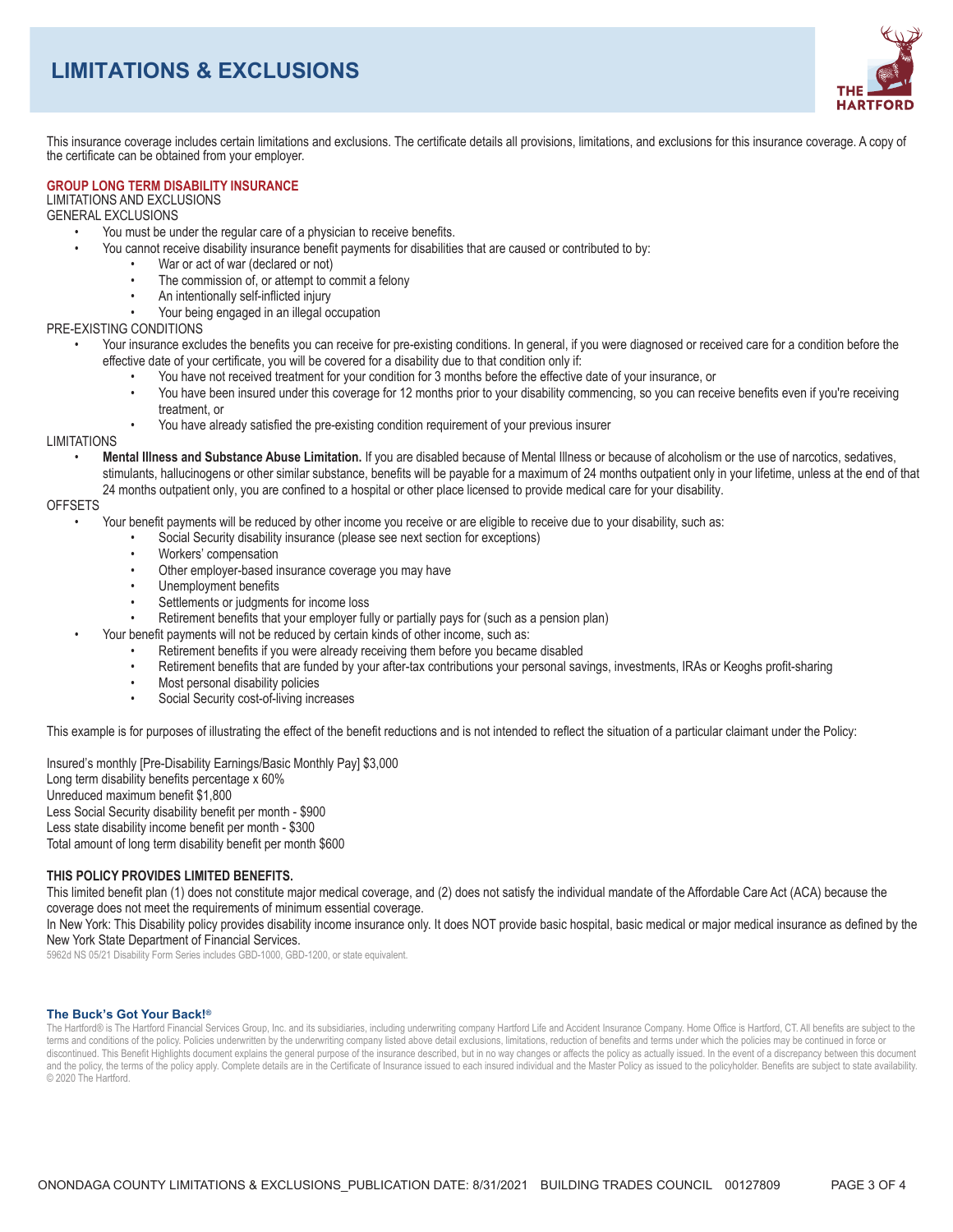# LIMITATIONS & EXCLUSIONS

This insurance coverage includes certain limitations and exclusions. The certificate details all provisions, limitations, and exclusions for this insurance coverage. A copy of the certificate can be obtained from your employer.

## GROUP LONG TERM DISABILITY INSURANCE

LIMITATIONS AND EXCLUSIONS

GENERAL EXCLUSIONS

- You must be under the regular care of a physician to receive benefits.
- You cannot receive disability insurance benefit payments for disabilities that are caused or contributed to by:
  - War or act of war (declared or not)
  - The commission of, or attempt to commit a felony
  - An intentionally self-inflicted injury
  - Your being engaged in an illegal occupation

PRE-EXISTING CONDITIONS

- Your insurance excludes the benefits you can receive for pre-existing conditions. In general, if you were diagnosed or received care for a condition before the effective date of your certificate, you will be covered for a disability due to that condition only if:
  - You have not received treatment for your condition for 3 months before the effective date of your insurance, or
  - You have been insured under this coverage for 12 months prior to your disability commencing, so you can receive benefits even if you're receiving treatment, or
  - You have already satisfied the pre-existing condition requirement of your previous insurer

LIMITATIONS

- **Mental Illness and Substance Abuse Limitation.** If you are disabled because of Mental Illness or because of alcoholism or the use of narcotics, sedatives, stimulants, hallucinogens or other similar substance, benefits will be payable for a maximum of 24 months outpatient only in your lifetime, unless at the end of that 24 months outpatient only, you are confined to a hospital or other place licensed to provide medical care for your disability.

OFFSETS

- Your benefit payments will be reduced by other income you receive or are eligible to receive due to your disability, such as:
  - Social Security disability insurance (please see next section for exceptions)
  - Workers' compensation
  - Other employer-based insurance coverage you may have
  - Unemployment benefits
  - Settlements or judgments for income loss
  - Retirement benefits that your employer fully or partially pays for (such as a pension plan)
- Your benefit payments will not be reduced by certain kinds of other income, such as:
  - Retirement benefits if you were already receiving them before you became disabled
  - Retirement benefits that are funded by your after-tax contributions your personal savings, investments, IRAs or Keoghs profit-sharing
  - Most personal disability policies
  - Social Security cost-of-living increases

This example is for purposes of illustrating the effect of the benefit reductions and is not intended to reflect the situation of a particular claimant under the Policy:

Insured's monthly [Pre-Disability Earnings/Basic Monthly Pay] $3,000
Long term disability benefits percentage x 60%
Unreduced maximum benefit $1,800
Less Social Security disability benefit per month - $900
Less state disability income benefit per month - $300
Total amount of long term disability benefit per month $600

**THIS POLICY PROVIDES LIMITED BENEFITS.**

This limited benefit plan (1) does not constitute major medical coverage, and (2) does not satisfy the individual mandate of the Affordable Care Act (ACA) because the coverage does not meet the requirements of minimum essential coverage.

In New York: This Disability policy provides disability income insurance only. It does NOT provide basic hospital, basic medical or major medical insurance as defined by the New York State Department of Financial Services.

5962d NS 05/21 Disability Form Series includes GBD-1000, GBD-1200, or state equivalent.

**The Buck's Got Your Back!®**

The Hartford® is The Hartford Financial Services Group, Inc. and its subsidiaries, including underwriting company Hartford Life and Accident Insurance Company. Home Office is Hartford, CT. All benefits are subject to the terms and conditions of the policy. Policies underwritten by the underwriting company listed above detail exclusions, limitations, reduction of benefits and terms under which the policies may be continued in force or discontinued. This Benefit Highlights document explains the general purpose of the insurance described, but in no way changes or affects the policy as actually issued. In the event of a discrepancy between this document and the policy, the terms of the policy apply. Complete details are in the Certificate of Insurance issued to each insured individual and the Master Policy as issued to the policyholder. Benefits are subject to state availability. © 2020 The Hartford.